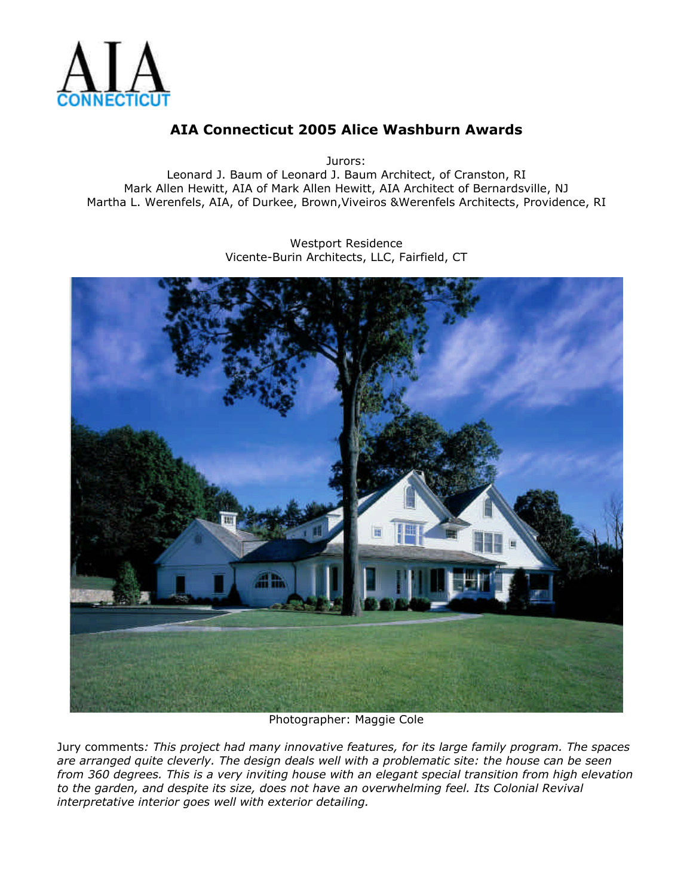# AIA Connecticut 2005 Alice Washburn Awards

Jurors:
Leonard J. Baum of Leonard J. Baum Architect, of Cranston, RI
Mark Allen Hewitt, AIA of Mark Allen Hewitt, AIA Architect of Bernardsville, NJ
Martha L. Werenfels, AIA, of Durkee, Brown,Viveiros &Werenfels Architects, Providence, RI

Westport Residence
Vicente-Burin Architects, LLC, Fairfield, CT

Photographer: Maggie Cole

Jury comments*: This project had many innovative features, for its large family program. The spaces are arranged quite cleverly. The design deals well with a problematic site: the house can be seen from 360 degrees. This is a very inviting house with an elegant special transition from high elevation to the garden, and despite its size, does not have an overwhelming feel. Its Colonial Revival interpretative interior goes well with exterior detailing.*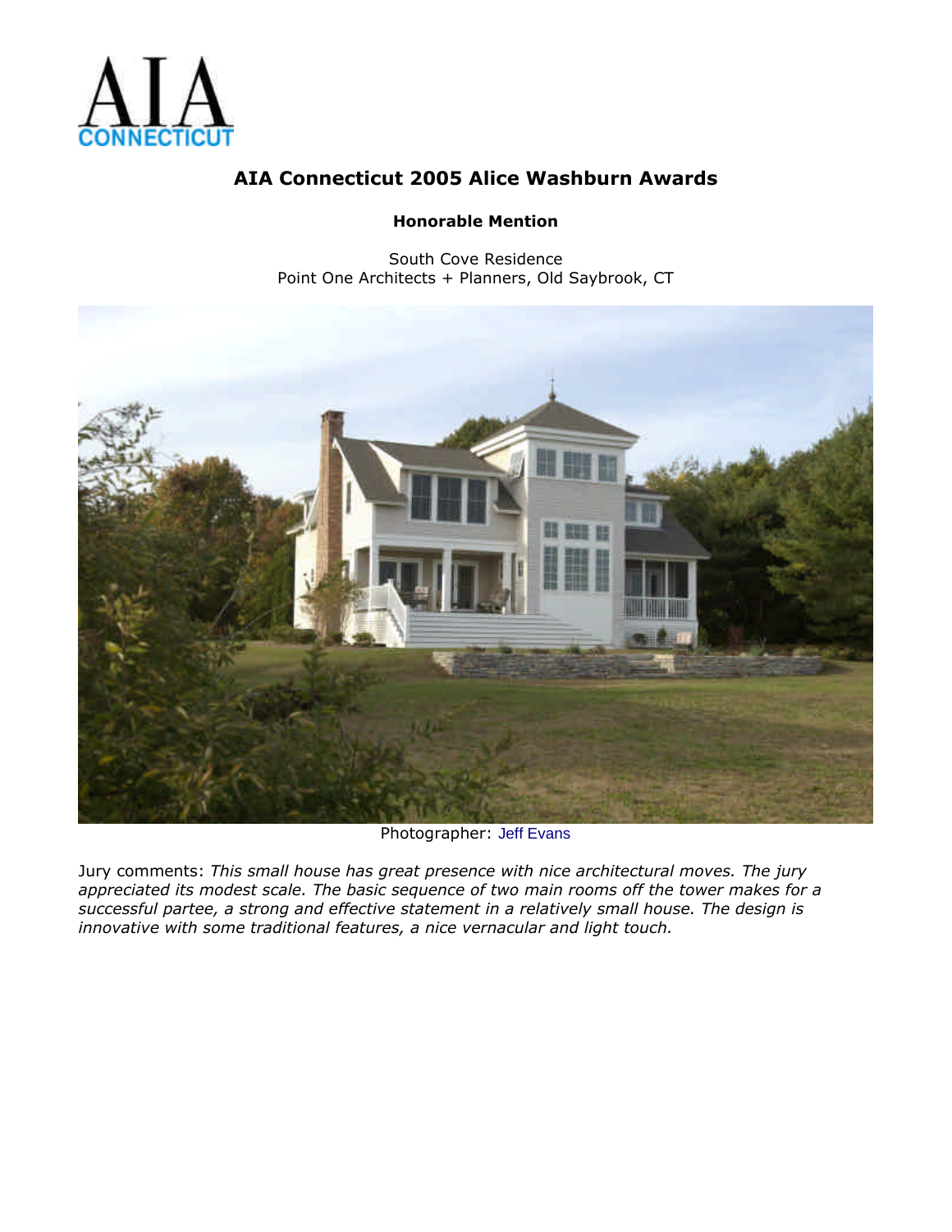AIA CONNECTICUT

## AIA Connecticut 2005 Alice Washburn Awards

**Honorable Mention**

South Cove Residence
Point One Architects + Planners, Old Saybrook, CT

Photographer: Jeff Evans

Jury comments: *This small house has great presence with nice architectural moves. The jury appreciated its modest scale. The basic sequence of two main rooms off the tower makes for a successful partee, a strong and effective statement in a relatively small house. The design is innovative with some traditional features, a nice vernacular and light touch.*